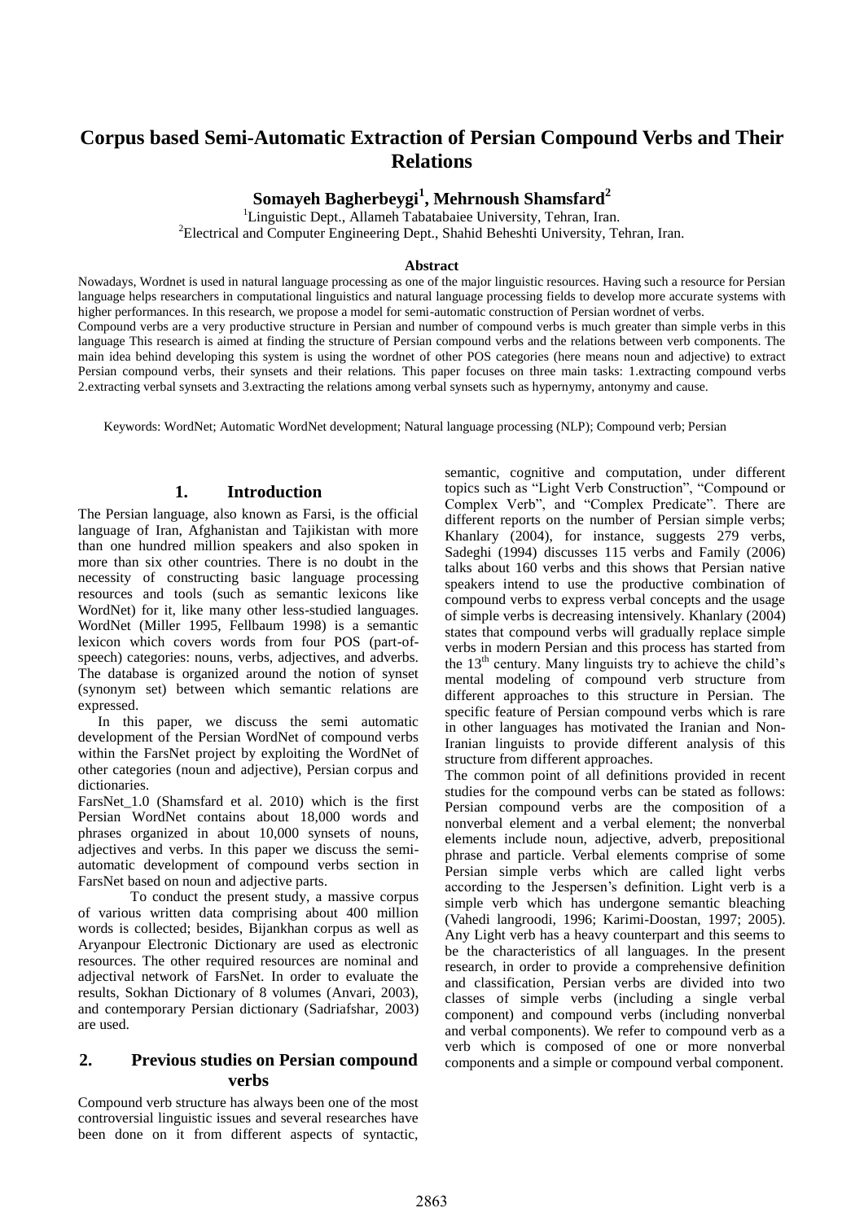# Corpus based Semi-Automatic Extraction of Persian Compound Verbs and Their Relations

**Somayeh Bagherbeygi[1], Mehrnoush Shamsfard[2]**

[1]Linguistic Dept., Allameh Tabatabaiee University, Tehran, Iran.
[2]Electrical and Computer Engineering Dept., Shahid Beheshti University, Tehran, Iran.

**Abstract**

Nowadays, Wordnet is used in natural language processing as one of the major linguistic resources. Having such a resource for Persian language helps researchers in computational linguistics and natural language processing fields to develop more accurate systems with higher performances. In this research, we propose a model for semi-automatic construction of Persian wordnet of verbs.
Compound verbs are a very productive structure in Persian and number of compound verbs is much greater than simple verbs in this language This research is aimed at finding the structure of Persian compound verbs and the relations between verb components. The main idea behind developing this system is using the wordnet of other POS categories (here means noun and adjective) to extract Persian compound verbs, their synsets and their relations. This paper focuses on three main tasks: 1.extracting compound verbs 2.extracting verbal synsets and 3.extracting the relations among verbal synsets such as hypernymy, antonymy and cause.

Keywords: WordNet; Automatic WordNet development; Natural language processing (NLP); Compound verb; Persian

## 1. Introduction

The Persian language, also known as Farsi, is the official language of Iran, Afghanistan and Tajikistan with more than one hundred million speakers and also spoken in more than six other countries. There is no doubt in the necessity of constructing basic language processing resources and tools (such as semantic lexicons like WordNet) for it, like many other less-studied languages. WordNet (Miller 1995, Fellbaum 1998) is a semantic lexicon which covers words from four POS (part-of-speech) categories: nouns, verbs, adjectives, and adverbs. The database is organized around the notion of synset (synonym set) between which semantic relations are expressed.

In this paper, we discuss the semi automatic development of the Persian WordNet of compound verbs within the FarsNet project by exploiting the WordNet of other categories (noun and adjective), Persian corpus and dictionaries.

FarsNet_1.0 (Shamsfard et al. 2010) which is the first Persian WordNet contains about 18,000 words and phrases organized in about 10,000 synsets of nouns, adjectives and verbs. In this paper we discuss the semi-automatic development of compound verbs section in FarsNet based on noun and adjective parts.

To conduct the present study, a massive corpus of various written data comprising about 400 million words is collected; besides, Bijankhan corpus as well as Aryanpour Electronic Dictionary are used as electronic resources. The other required resources are nominal and adjectival network of FarsNet. In order to evaluate the results, Sokhan Dictionary of 8 volumes (Anvari, 2003), and contemporary Persian dictionary (Sadriafshar, 2003) are used.

## 2. Previous studies on Persian compound verbs

Compound verb structure has always been one of the most controversial linguistic issues and several researches have been done on it from different aspects of syntactic, semantic, cognitive and computation, under different topics such as "Light Verb Construction", "Compound or Complex Verb", and "Complex Predicate". There are different reports on the number of Persian simple verbs; Khanlary (2004), for instance, suggests 279 verbs, Sadeghi (1994) discusses 115 verbs and Family (2006) talks about 160 verbs and this shows that Persian native speakers intend to use the productive combination of compound verbs to express verbal concepts and the usage of simple verbs is decreasing intensively. Khanlary (2004) states that compound verbs will gradually replace simple verbs in modern Persian and this process has started from the 13th century. Many linguists try to achieve the child's mental modeling of compound verb structure from different approaches to this structure in Persian. The specific feature of Persian compound verbs which is rare in other languages has motivated the Iranian and Non-Iranian linguists to provide different analysis of this structure from different approaches.

The common point of all definitions provided in recent studies for the compound verbs can be stated as follows: Persian compound verbs are the composition of a nonverbal element and a verbal element; the nonverbal elements include noun, adjective, adverb, prepositional phrase and particle. Verbal elements comprise of some Persian simple verbs which are called light verbs according to the Jespersen's definition. Light verb is a simple verb which has undergone semantic bleaching (Vahedi langroodi, 1996; Karimi-Doostan, 1997; 2005). Any Light verb has a heavy counterpart and this seems to be the characteristics of all languages. In the present research, in order to provide a comprehensive definition and classification, Persian verbs are divided into two classes of simple verbs (including a single verbal component) and compound verbs (including nonverbal and verbal components). We refer to compound verb as a verb which is composed of one or more nonverbal components and a simple or compound verbal component.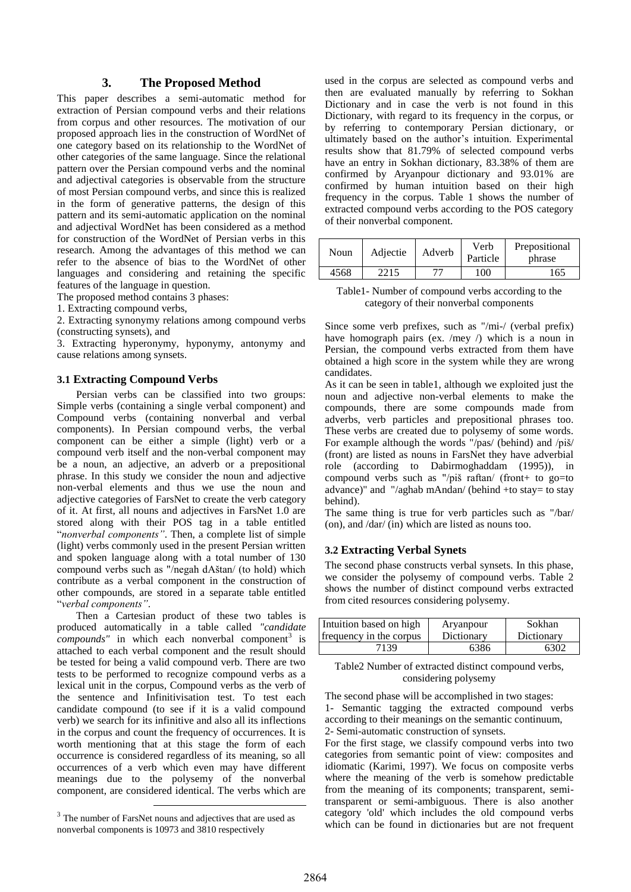## 3. The Proposed Method

This paper describes a semi-automatic method for extraction of Persian compound verbs and their relations from corpus and other resources. The motivation of our proposed approach lies in the construction of WordNet of one category based on its relationship to the WordNet of other categories of the same language. Since the relational pattern over the Persian compound verbs and the nominal and adjectival categories is observable from the structure of most Persian compound verbs, and since this is realized in the form of generative patterns, the design of this pattern and its semi-automatic application on the nominal and adjectival WordNet has been considered as a method for construction of the WordNet of Persian verbs in this research. Among the advantages of this method we can refer to the absence of bias to the WordNet of other languages and considering and retaining the specific features of the language in question.

The proposed method contains 3 phases:

1. Extracting compound verbs,
2. Extracting synonymy relations among compound verbs (constructing synsets), and
3. Extracting hyperonymy, hyponymy, antonymy and cause relations among synsets.

### 3.1 Extracting Compound Verbs

Persian verbs can be classified into two groups: Simple verbs (containing a single verbal component) and Compound verbs (containing nonverbal and verbal components). In Persian compound verbs, the verbal component can be either a simple (light) verb or a compound verb itself and the non-verbal component may be a noun, an adjective, an adverb or a prepositional phrase. In this study we consider the noun and adjective non-verbal elements and thus we use the noun and adjective categories of FarsNet to create the verb category of it. At first, all nouns and adjectives in FarsNet 1.0 are stored along with their POS tag in a table entitled "*nonverbal components"*. Then, a complete list of simple (light) verbs commonly used in the present Persian written and spoken language along with a total number of 130 compound verbs such as "/negah dAštan/ (to hold) which contribute as a verbal component in the construction of other compounds, are stored in a separate table entitled "*verbal components"*.

Then a Cartesian product of these two tables is produced automatically in a table called *"candidate compounds"* in which each nonverbal component[3] is attached to each verbal component and the result should be tested for being a valid compound verb. There are two tests to be performed to recognize compound verbs as a lexical unit in the corpus, Compound verbs as the verb of the sentence and Infinitivisation test. To test each candidate compound (to see if it is a valid compound verb) we search for its infinitive and also all its inflections in the corpus and count the frequency of occurrences. It is worth mentioning that at this stage the form of each occurrence is considered regardless of its meaning, so all occurrences of a verb which even may have different meanings due to the polysemy of the nonverbal component, are considered identical. The verbs which are used in the corpus are selected as compound verbs and then are evaluated manually by referring to Sokhan Dictionary and in case the verb is not found in this Dictionary, with regard to its frequency in the corpus, or by referring to contemporary Persian dictionary, or ultimately based on the author's intuition. Experimental results show that 81.79% of selected compound verbs have an entry in Sokhan dictionary, 83.38% of them are confirmed by Aryanpour dictionary and 93.01% are confirmed by human intuition based on their high frequency in the corpus. Table 1 shows the number of extracted compound verbs according to the POS category of their nonverbal component.

| Noun | Adjectie | Adverb | Verb Particle | Prepositional phrase |
|---|---|---|---|---|
| 4568 | 2215 | 77 | 100 | 165 |

Table1- Number of compound verbs according to the category of their nonverbal components

Since some verb prefixes, such as "/mi-/ (verbal prefix) have homograph pairs (ex. /mey /) which is a noun in Persian, the compound verbs extracted from them have obtained a high score in the system while they are wrong candidates.

As it can be seen in table1, although we exploited just the noun and adjective non-verbal elements to make the compounds, there are some compounds made from adverbs, verb particles and prepositional phrases too. These verbs are created due to polysemy of some words. For example although the words "/pas/ (behind) and /piš/ (front) are listed as nouns in FarsNet they have adverbial role (according to Dabirmoghaddam (1995)), in compound verbs such as "/piš raftan/ (front+ to go=to advance)" and "/aghab mAndan/ (behind +to stay= to stay behind).

The same thing is true for verb particles such as "/bar/ (on), and /dar/ (in) which are listed as nouns too.

### 3.2 Extracting Verbal Synets

The second phase constructs verbal synsets. In this phase, we consider the polysemy of compound verbs. Table 2 shows the number of distinct compound verbs extracted from cited resources considering polysemy.

| Intuition based on high frequency in the corpus | Aryanpour Dictionary | Sokhan Dictionary |
|---|---|---|
| 7139 | 6386 | 6302 |

Table2 Number of extracted distinct compound verbs, considering polysemy

The second phase will be accomplished in two stages:

1- Semantic tagging the extracted compound verbs according to their meanings on the semantic continuum,

2- Semi-automatic construction of synsets.

For the first stage, we classify compound verbs into two categories from semantic point of view: composites and idiomatic (Karimi, 1997). We focus on composite verbs where the meaning of the verb is somehow predictable from the meaning of its components; transparent, semi-transparent or semi-ambiguous. There is also another category 'old' which includes the old compound verbs which can be found in dictionaries but are not frequent

[3] The number of FarsNet nouns and adjectives that are used as nonverbal components is 10973 and 3810 respectively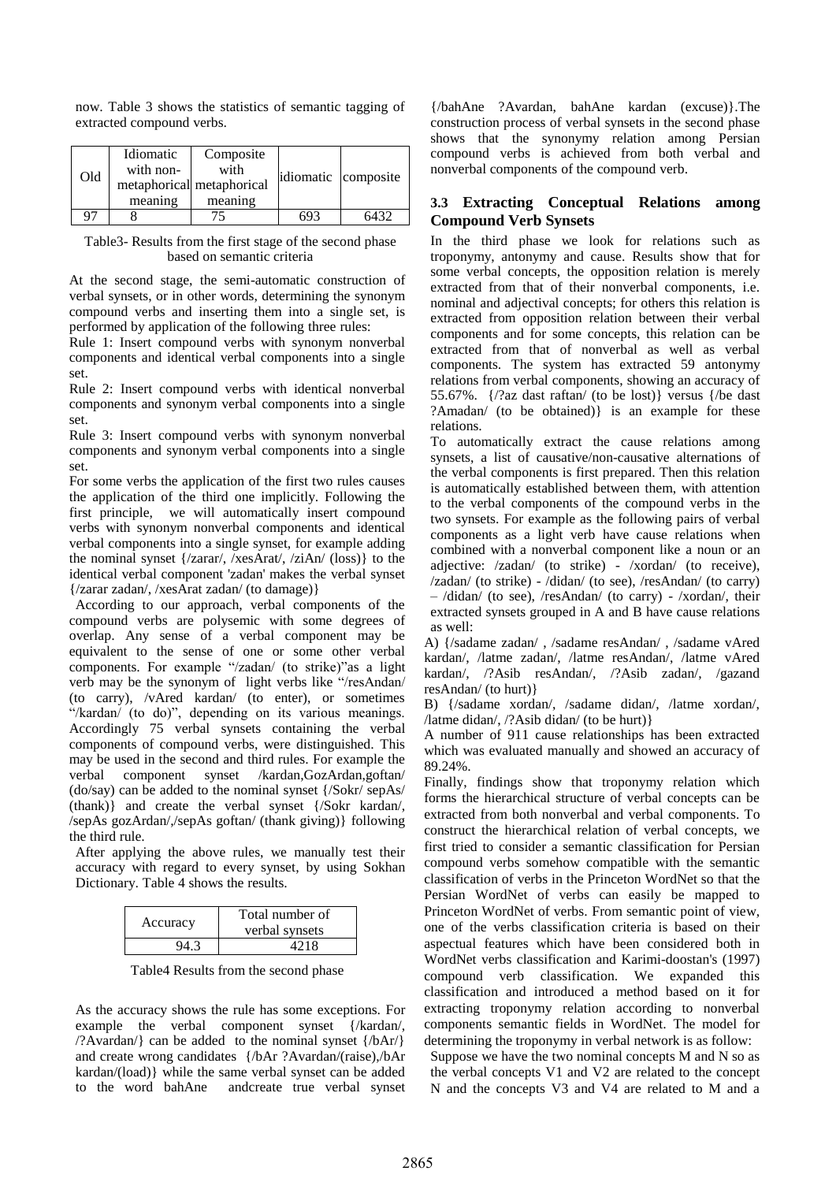now. Table 3 shows the statistics of semantic tagging of extracted compound verbs.

| Old | Idiomatic with non-metaphorical meaning | Composite with metaphorical meaning | idiomatic | composite |
|---|---|---|---|---|
| 97 | 8 | 75 | 693 | 6432 |

Table3- Results from the first stage of the second phase based on semantic criteria

At the second stage, the semi-automatic construction of verbal synsets, or in other words, determining the synonym compound verbs and inserting them into a single set, is performed by application of the following three rules:

Rule 1: Insert compound verbs with synonym nonverbal components and identical verbal components into a single set.

Rule 2: Insert compound verbs with identical nonverbal components and synonym verbal components into a single set.

Rule 3: Insert compound verbs with synonym nonverbal components and synonym verbal components into a single set.

For some verbs the application of the first two rules causes the application of the third one implicitly. Following the first principle, we will automatically insert compound verbs with synonym nonverbal components and identical verbal components into a single synset, for example adding the nominal synset {/zarar/, /xesArat/, /ziAn/ (loss)} to the identical verbal component 'zadan' makes the verbal synset {/zarar zadan/, /xesArat zadan/ (to damage)}

According to our approach, verbal components of the compound verbs are polysemic with some degrees of overlap. Any sense of a verbal component may be equivalent to the sense of one or some other verbal components. For example "/zadan/ (to strike)"as a light verb may be the synonym of light verbs like "/resAndan/ (to carry), /vAred kardan/ (to enter), or sometimes "/kardan/ (to do)", depending on its various meanings. Accordingly 75 verbal synsets containing the verbal components of compound verbs, were distinguished. This may be used in the second and third rules. For example the verbal component synset /kardan,GozArdan,goftan/ (do/say) can be added to the nominal synset {/Sokr/ sepAs/ (thank)} and create the verbal synset {/Sokr kardan/, /sepAs gozArdan/,/sepAs goftan/ (thank giving)} following the third rule.

After applying the above rules, we manually test their accuracy with regard to every synset, by using Sokhan Dictionary. Table 4 shows the results.

| Accuracy | Total number of verbal synsets |
|---|---|
| 94.3 | 4218 |

Table4 Results from the second phase

As the accuracy shows the rule has some exceptions. For example the verbal component synset {/kardan/, /?Avardan/} can be added to the nominal synset {/bAr/} and create wrong candidates {/bAr ?Avardan/(raise),/bAr kardan/(load)} while the same verbal synset can be added to the word bahAne andcreate true verbal synset {/bahAne ?Avardan, bahAne kardan (excuse)}.The construction process of verbal synsets in the second phase shows that the synonymy relation among Persian compound verbs is achieved from both verbal and nonverbal components of the compound verb.

### 3.3 Extracting Conceptual Relations among Compound Verb Synsets

In the third phase we look for relations such as troponymy, antonymy and cause. Results show that for some verbal concepts, the opposition relation is merely extracted from that of their nonverbal components, i.e. nominal and adjectival concepts; for others this relation is extracted from opposition relation between their verbal components and for some concepts, this relation can be extracted from that of nonverbal as well as verbal components. The system has extracted 59 antonymy relations from verbal components, showing an accuracy of 55.67%. {/?az dast raftan/ (to be lost)} versus {/be dast ?Amadan/ (to be obtained)} is an example for these relations.

To automatically extract the cause relations among synsets, a list of causative/non-causative alternations of the verbal components is first prepared. Then this relation is automatically established between them, with attention to the verbal components of the compound verbs in the two synsets. For example as the following pairs of verbal components as a light verb have cause relations when combined with a nonverbal component like a noun or an adjective: /zadan/ (to strike) - /xordan/ (to receive), /zadan/ (to strike) - /didan/ (to see), /resAndan/ (to carry) – /didan/ (to see), /resAndan/ (to carry) - /xordan/, their extracted synsets grouped in A and B have cause relations as well:

A) {/sadame zadan/ , /sadame resAndan/ , /sadame vAred kardan/, /latme zadan/, /latme resAndan/, /latme vAred kardan/, /?Asib resAndan/, /?Asib zadan/, /gazand resAndan/ (to hurt)}

B) {/sadame xordan/, /sadame didan/, /latme xordan/, /latme didan/, /?Asib didan/ (to be hurt)}

A number of 911 cause relationships has been extracted which was evaluated manually and showed an accuracy of 89.24%.

Finally, findings show that troponymy relation which forms the hierarchical structure of verbal concepts can be extracted from both nonverbal and verbal components. To construct the hierarchical relation of verbal concepts, we first tried to consider a semantic classification for Persian compound verbs somehow compatible with the semantic classification of verbs in the Princeton WordNet so that the Persian WordNet of verbs can easily be mapped to Princeton WordNet of verbs. From semantic point of view, one of the verbs classification criteria is based on their aspectual features which have been considered both in WordNet verbs classification and Karimi-doostan's (1997) compound verb classification. We expanded this classification and introduced a method based on it for extracting troponymy relation according to nonverbal components semantic fields in WordNet. The model for determining the troponymy in verbal network is as follow:

Suppose we have the two nominal concepts M and N so as the verbal concepts V1 and V2 are related to the concept N and the concepts V3 and V4 are related to M and a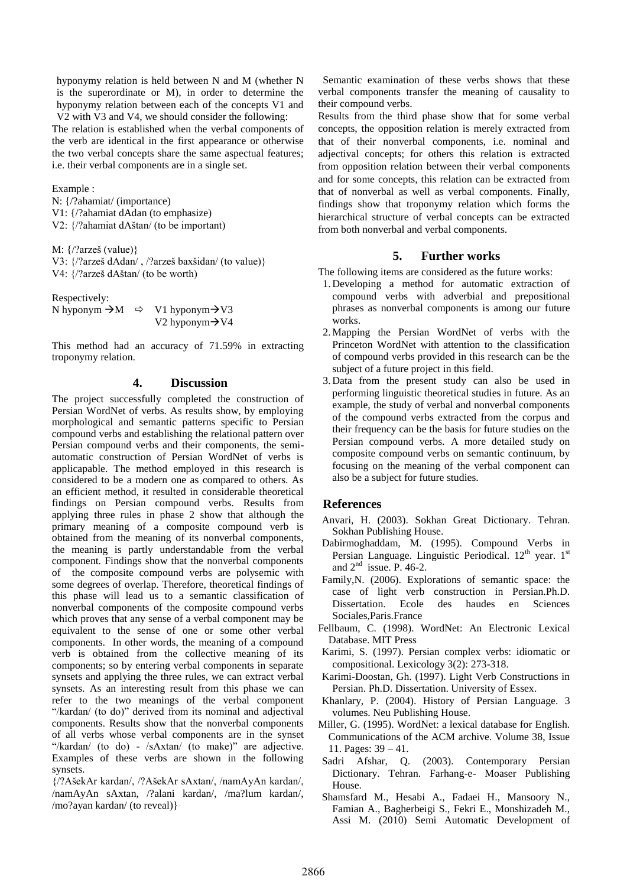hyponymy relation is held between N and M (whether N is the superordinate or M), in order to determine the hyponymy relation between each of the concepts V1 and V2 with V3 and V4, we should consider the following:

The relation is established when the verbal components of the verb are identical in the first appearance or otherwise the two verbal concepts share the same aspectual features; i.e. their verbal components are in a single set.

Example :

N: {/?ahamiat/ (importance)

V1: {/?ahamiat dAdan (to emphasize)

V2: {/?ahamiat dAštan/ (to be important)

M: {/?arzeš (value)}

V3: {/?arzeš dAdan/ , /?arzeš baxšidan/ (to value)}

V4: {/?arzeš dAštan/ (to be worth)

Respectively:

N hyponym → M ⇨ V1 hyponym → V3
V2 hyponym → V4

This method had an accuracy of 71.59% in extracting troponymy relation.

## 4. Discussion

The project successfully completed the construction of Persian WordNet of verbs. As results show, by employing morphological and semantic patterns specific to Persian compound verbs and establishing the relational pattern over Persian compound verbs and their components, the semi-automatic construction of Persian WordNet of verbs is applicapable. The method employed in this research is considered to be a modern one as compared to others. As an efficient method, it resulted in considerable theoretical findings on Persian compound verbs. Results from applying three rules in phase 2 show that although the primary meaning of a composite compound verb is obtained from the meaning of its nonverbal components, the meaning is partly understandable from the verbal component. Findings show that the nonverbal components of the composite compound verbs are polysemic with some degrees of overlap. Therefore, theoretical findings of this phase will lead us to a semantic classification of nonverbal components of the composite compound verbs which proves that any sense of a verbal component may be equivalent to the sense of one or some other verbal components. In other words, the meaning of a compound verb is obtained from the collective meaning of its components; so by entering verbal components in separate synsets and applying the three rules, we can extract verbal synsets. As an interesting result from this phase we can refer to the two meanings of the verbal component "/kardan/ (to do)" derived from its nominal and adjectival components. Results show that the nonverbal components of all verbs whose verbal components are in the synset "/kardan/ (to do) - /sAxtan/ (to make)" are adjective. Examples of these verbs are shown in the following synsets.

{/?AšekAr kardan/, /?AšekAr sAxtan/, /namAyAn kardan/, /namAyAn sAxtan, /?alani kardan/, /ma?lum kardan/, /mo?ayan kardan/ (to reveal)}

Semantic examination of these verbs shows that these verbal components transfer the meaning of causality to their compound verbs.

Results from the third phase show that for some verbal concepts, the opposition relation is merely extracted from that of their nonverbal components, i.e. nominal and adjectival concepts; for others this relation is extracted from opposition relation between their verbal components and for some concepts, this relation can be extracted from that of nonverbal as well as verbal components. Finally, findings show that troponymy relation which forms the hierarchical structure of verbal concepts can be extracted from both nonverbal and verbal components.

## 5. Further works

The following items are considered as the future works:

1. Developing a method for automatic extraction of compound verbs with adverbial and prepositional phrases as nonverbal components is among our future works.
2. Mapping the Persian WordNet of verbs with the Princeton WordNet with attention to the classification of compound verbs provided in this research can be the subject of a future project in this field.
3. Data from the present study can also be used in performing linguistic theoretical studies in future. As an example, the study of verbal and nonverbal components of the compound verbs extracted from the corpus and their frequency can be the basis for future studies on the Persian compound verbs. A more detailed study on composite compound verbs on semantic continuum, by focusing on the meaning of the verbal component can also be a subject for future studies.

## References

Anvari, H. (2003). Sokhan Great Dictionary. Tehran. Sokhan Publishing House.

Dabirmoghaddam, M. (1995). Compound Verbs in Persian Language. Linguistic Periodical. 12th year. 1st and 2nd issue. P. 46-2.

Family,N. (2006). Explorations of semantic space: the case of light verb construction in Persian.Ph.D. Dissertation. Ecole des haudes en Sciences Sociales,Paris.France

Fellbaum, C. (1998). WordNet: An Electronic Lexical Database. MIT Press

Karimi, S. (1997). Persian complex verbs: idiomatic or compositional. Lexicology 3(2): 273-318.

Karimi-Doostan, Gh. (1997). Light Verb Constructions in Persian. Ph.D. Dissertation. University of Essex.

Khanlary, P. (2004). History of Persian Language. 3 volumes. Neu Publishing House.

Miller, G. (1995). WordNet: a lexical database for English. Communications of the ACM archive. Volume 38, Issue 11. Pages: 39 – 41.

Sadri Afshar, Q. (2003). Contemporary Persian Dictionary. Tehran. Farhang-e- Moaser Publishing House.

Shamsfard M., Hesabi A., Fadaei H., Mansoory N., Famian A., Bagherbeigi S., Fekri E., Monshizadeh M., Assi M. (2010) Semi Automatic Development of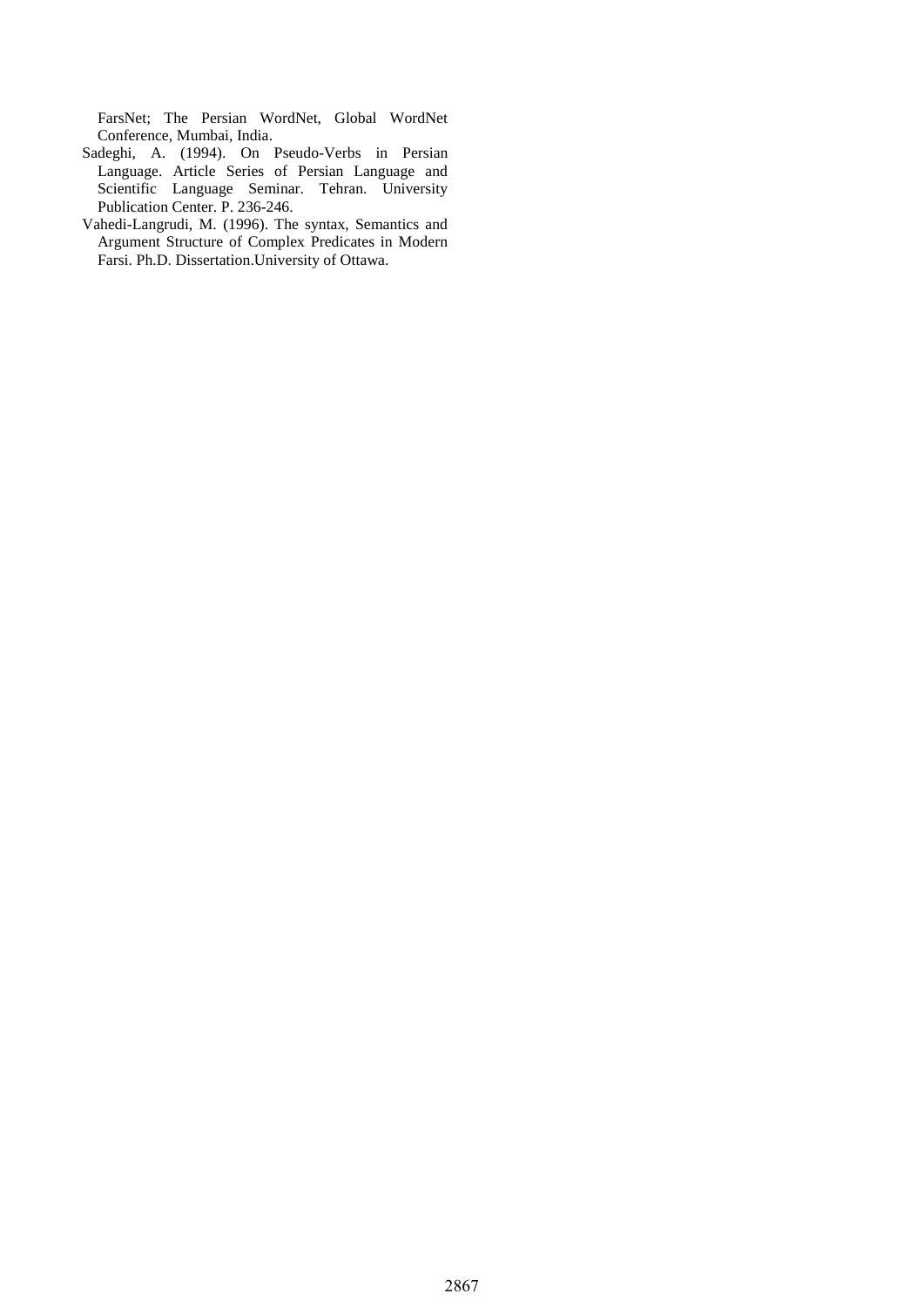FarsNet; The Persian WordNet, Global WordNet Conference, Mumbai, India.

Sadeghi, A. (1994). On Pseudo-Verbs in Persian Language. Article Series of Persian Language and Scientific Language Seminar. Tehran. University Publication Center. P. 236-246.

Vahedi-Langrudi, M. (1996). The syntax, Semantics and Argument Structure of Complex Predicates in Modern Farsi. Ph.D. Dissertation.University of Ottawa.